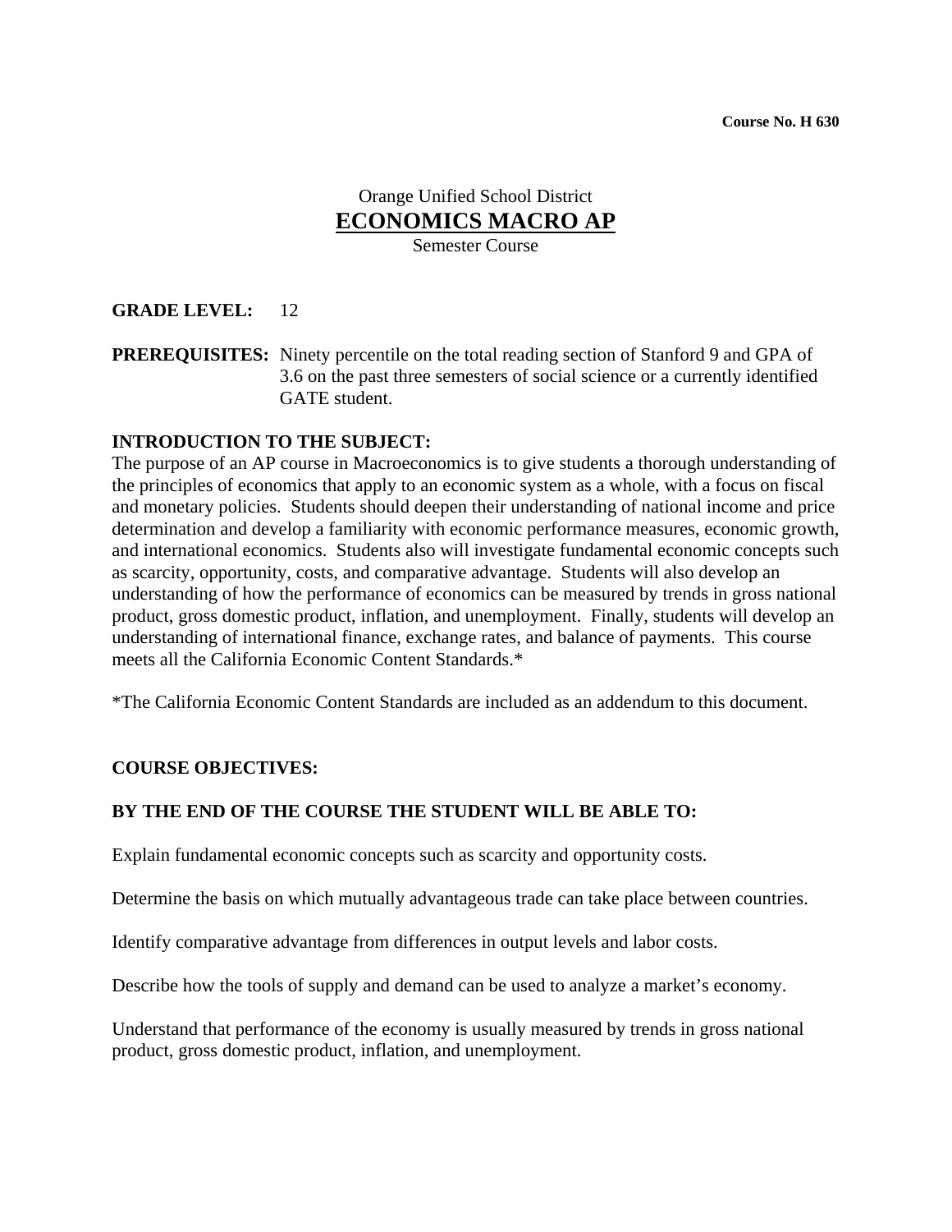**Course No. H 630**

Orange Unified School District

# ECONOMICS MACRO AP

Semester Course

**GRADE LEVEL:** 12

**PREREQUISITES:** Ninety percentile on the total reading section of Stanford 9 and GPA of 3.6 on the past three semesters of social science or a currently identified GATE student.

**INTRODUCTION TO THE SUBJECT:**

The purpose of an AP course in Macroeconomics is to give students a thorough understanding of the principles of economics that apply to an economic system as a whole, with a focus on fiscal and monetary policies. Students should deepen their understanding of national income and price determination and develop a familiarity with economic performance measures, economic growth, and international economics. Students also will investigate fundamental economic concepts such as scarcity, opportunity, costs, and comparative advantage. Students will also develop an understanding of how the performance of economics can be measured by trends in gross national product, gross domestic product, inflation, and unemployment. Finally, students will develop an understanding of international finance, exchange rates, and balance of payments. This course meets all the California Economic Content Standards.*

*The California Economic Content Standards are included as an addendum to this document.

**COURSE OBJECTIVES:**

**BY THE END OF THE COURSE THE STUDENT WILL BE ABLE TO:**

Explain fundamental economic concepts such as scarcity and opportunity costs.

Determine the basis on which mutually advantageous trade can take place between countries.

Identify comparative advantage from differences in output levels and labor costs.

Describe how the tools of supply and demand can be used to analyze a market's economy.

Understand that performance of the economy is usually measured by trends in gross national product, gross domestic product, inflation, and unemployment.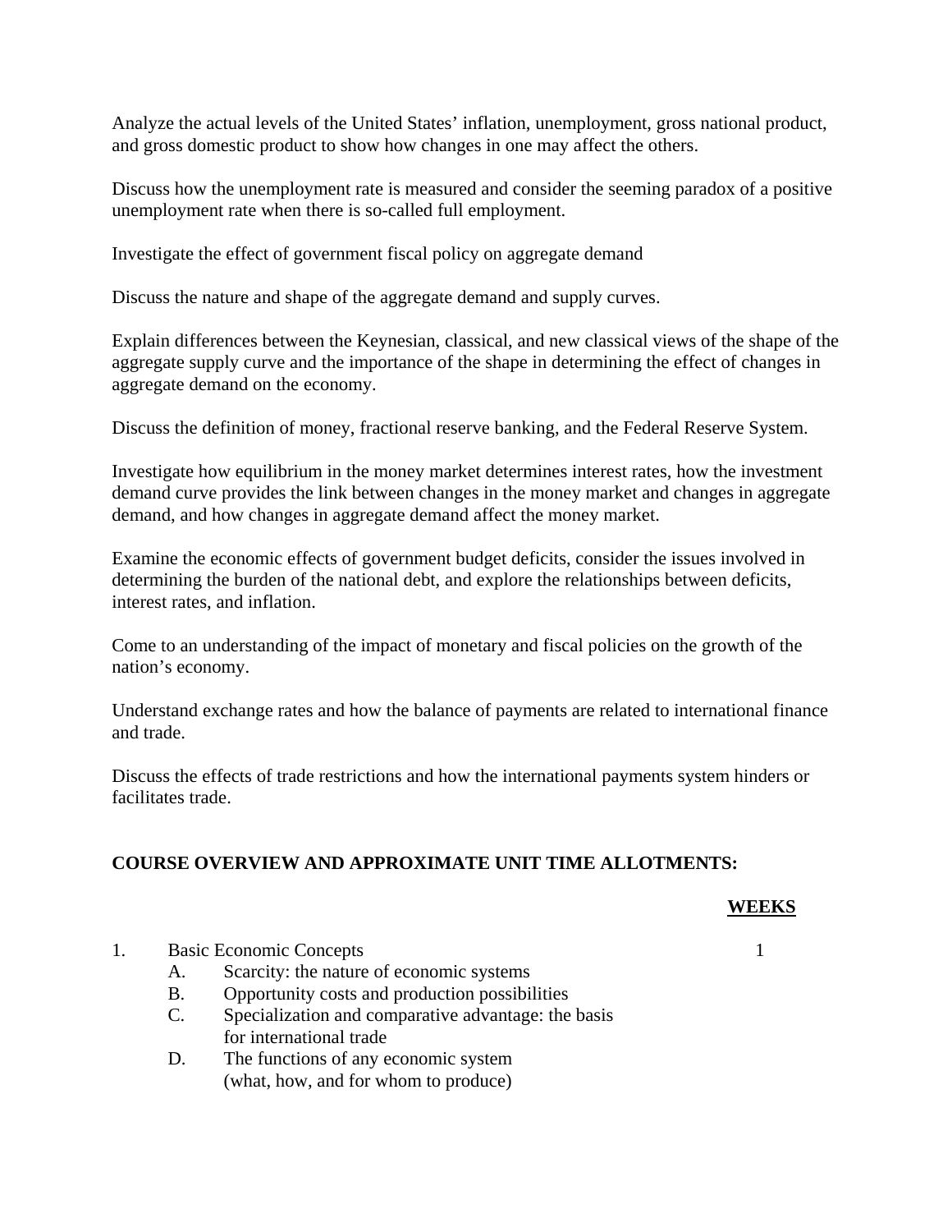Analyze the actual levels of the United States' inflation, unemployment, gross national product, and gross domestic product to show how changes in one may affect the others.

Discuss how the unemployment rate is measured and consider the seeming paradox of a positive unemployment rate when there is so-called full employment.

Investigate the effect of government fiscal policy on aggregate demand

Discuss the nature and shape of the aggregate demand and supply curves.

Explain differences between the Keynesian, classical, and new classical views of the shape of the aggregate supply curve and the importance of the shape in determining the effect of changes in aggregate demand on the economy.

Discuss the definition of money, fractional reserve banking, and the Federal Reserve System.

Investigate how equilibrium in the money market determines interest rates, how the investment demand curve provides the link between changes in the money market and changes in aggregate demand, and how changes in aggregate demand affect the money market.

Examine the economic effects of government budget deficits, consider the issues involved in determining the burden of the national debt, and explore the relationships between deficits, interest rates, and inflation.

Come to an understanding of the impact of monetary and fiscal policies on the growth of the nation's economy.

Understand exchange rates and how the balance of payments are related to international finance and trade.

Discuss the effects of trade restrictions and how the international payments system hinders or facilitates trade.

**COURSE OVERVIEW AND APPROXIMATE UNIT TIME ALLOTMENTS:**

| | **WEEKS** |
|---|---|
| 1. Basic Economic Concepts | 1 |
| A. Scarcity: the nature of economic systems | |
| B. Opportunity costs and production possibilities | |
| C. Specialization and comparative advantage: the basis for international trade | |
| D. The functions of any economic system (what, how, and for whom to produce) | |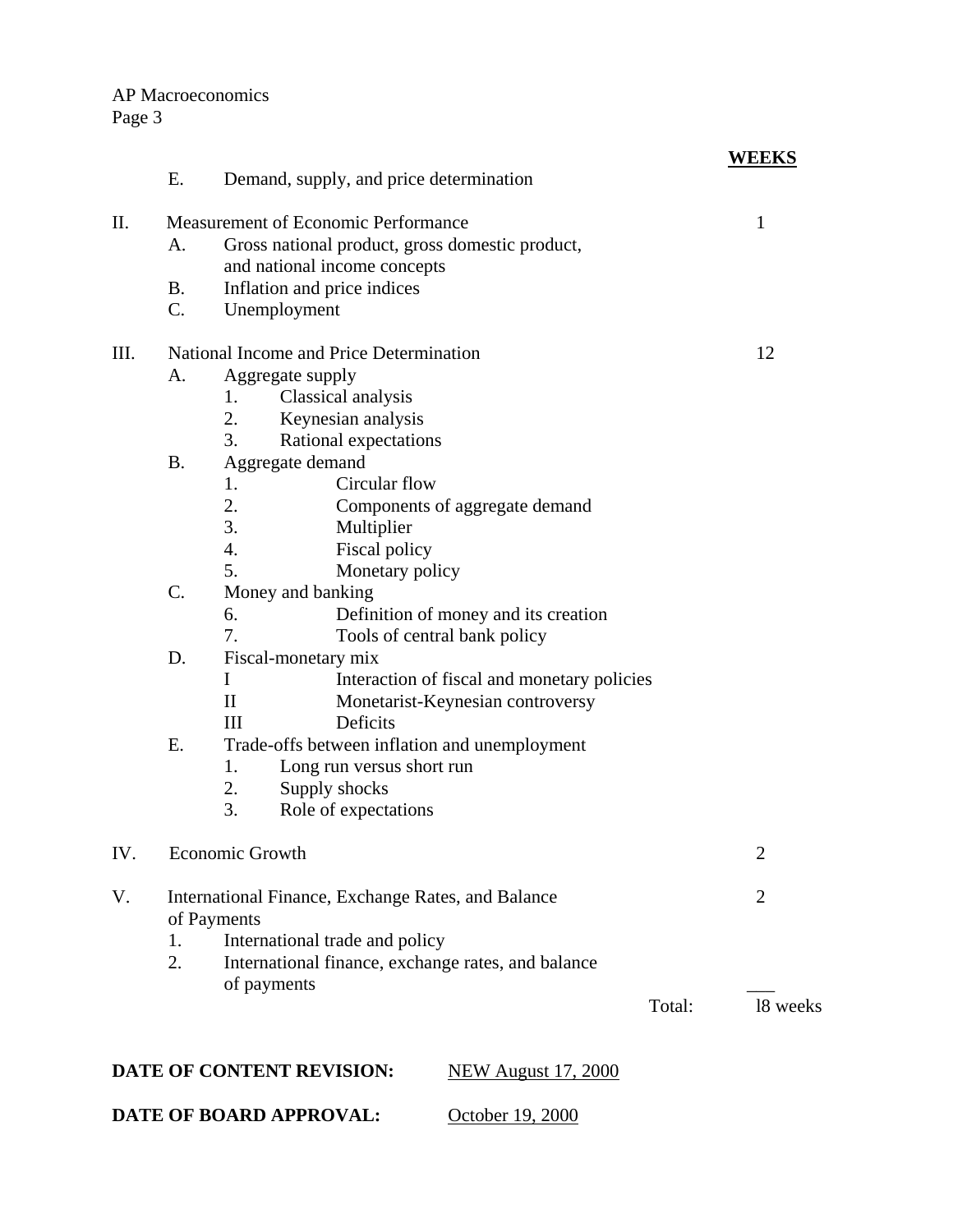| | WEEKS |
|---|---|
| E. Demand, supply, and price determination | |
| **II. Measurement of Economic Performance** | 1 |
| A. Gross national product, gross domestic product, and national income concepts | |
| B. Inflation and price indices | |
| C. Unemployment | |
| **III. National Income and Price Determination** | 12 |
| A. Aggregate supply | |
| 1. Classical analysis | |
| 2. Keynesian analysis | |
| 3. Rational expectations | |
| B. Aggregate demand | |
| 1. Circular flow | |
| 2. Components of aggregate demand | |
| 3. Multiplier | |
| 4. Fiscal policy | |
| 5. Monetary policy | |
| C. Money and banking | |
| 6. Definition of money and its creation | |
| 7. Tools of central bank policy | |
| D. Fiscal-monetary mix | |
| I Interaction of fiscal and monetary policies | |
| II Monetarist-Keynesian controversy | |
| III Deficits | |
| E. Trade-offs between inflation and unemployment | |
| 1. Long run versus short run | |
| 2. Supply shocks | |
| 3. Role of expectations | |
| **IV. Economic Growth** | 2 |
| **V. International Finance, Exchange Rates, and Balance of Payments** | 2 |
| 1. International trade and policy | |
| 2. International finance, exchange rates, and balance of payments | |
| Total: | l8 weeks |

**DATE OF CONTENT REVISION:** NEW August 17, 2000

**DATE OF BOARD APPROVAL:** October 19, 2000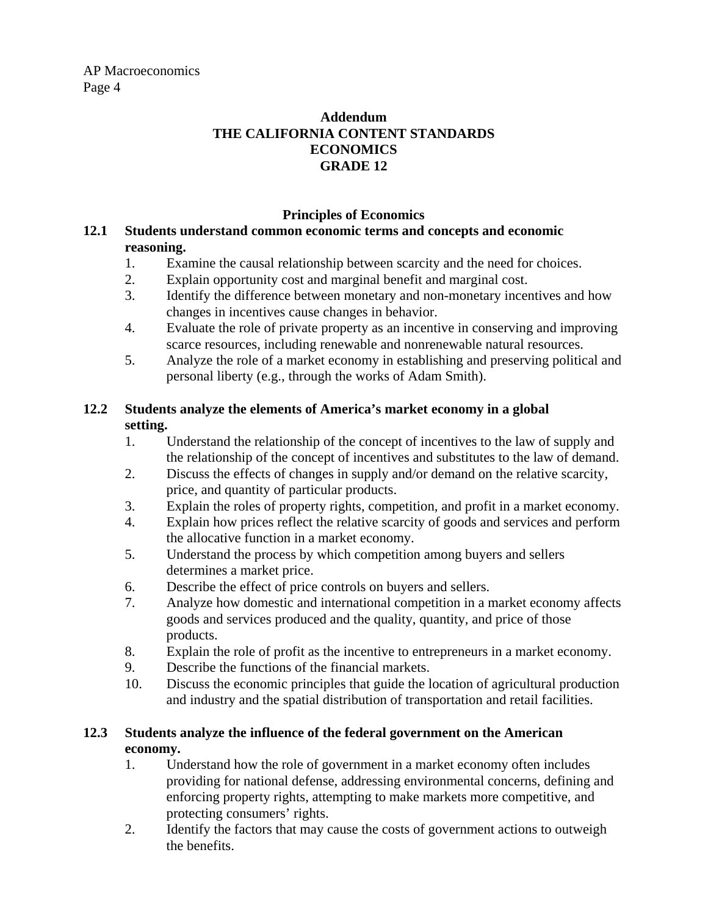## Addendum
## THE CALIFORNIA CONTENT STANDARDS
## ECONOMICS
## GRADE 12

### Principles of Economics

**12.1 Students understand common economic terms and concepts and economic reasoning.**

1. Examine the causal relationship between scarcity and the need for choices.
2. Explain opportunity cost and marginal benefit and marginal cost.
3. Identify the difference between monetary and non-monetary incentives and how changes in incentives cause changes in behavior.
4. Evaluate the role of private property as an incentive in conserving and improving scarce resources, including renewable and nonrenewable natural resources.
5. Analyze the role of a market economy in establishing and preserving political and personal liberty (e.g., through the works of Adam Smith).

**12.2 Students analyze the elements of America's market economy in a global setting.**

1. Understand the relationship of the concept of incentives to the law of supply and the relationship of the concept of incentives and substitutes to the law of demand.
2. Discuss the effects of changes in supply and/or demand on the relative scarcity, price, and quantity of particular products.
3. Explain the roles of property rights, competition, and profit in a market economy.
4. Explain how prices reflect the relative scarcity of goods and services and perform the allocative function in a market economy.
5. Understand the process by which competition among buyers and sellers determines a market price.
6. Describe the effect of price controls on buyers and sellers.
7. Analyze how domestic and international competition in a market economy affects goods and services produced and the quality, quantity, and price of those products.
8. Explain the role of profit as the incentive to entrepreneurs in a market economy.
9. Describe the functions of the financial markets.
10. Discuss the economic principles that guide the location of agricultural production and industry and the spatial distribution of transportation and retail facilities.

**12.3 Students analyze the influence of the federal government on the American economy.**

1. Understand how the role of government in a market economy often includes providing for national defense, addressing environmental concerns, defining and enforcing property rights, attempting to make markets more competitive, and protecting consumers' rights.
2. Identify the factors that may cause the costs of government actions to outweigh the benefits.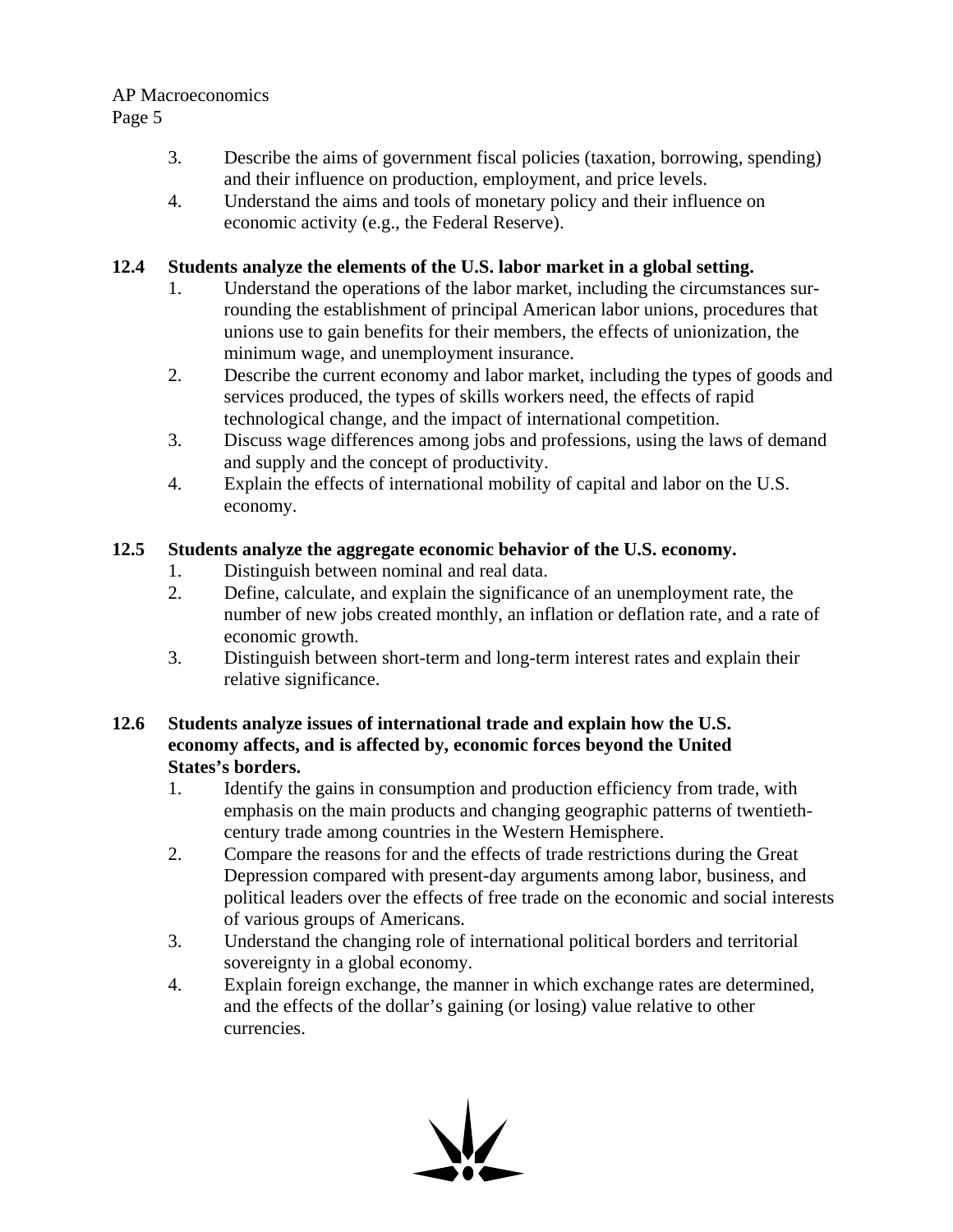3. Describe the aims of government fiscal policies (taxation, borrowing, spending) and their influence on production, employment, and price levels.
4. Understand the aims and tools of monetary policy and their influence on economic activity (e.g., the Federal Reserve).

**12.4 Students analyze the elements of the U.S. labor market in a global setting.**

1. Understand the operations of the labor market, including the circumstances surrounding the establishment of principal American labor unions, procedures that unions use to gain benefits for their members, the effects of unionization, the minimum wage, and unemployment insurance.
2. Describe the current economy and labor market, including the types of goods and services produced, the types of skills workers need, the effects of rapid technological change, and the impact of international competition.
3. Discuss wage differences among jobs and professions, using the laws of demand and supply and the concept of productivity.
4. Explain the effects of international mobility of capital and labor on the U.S. economy.

**12.5 Students analyze the aggregate economic behavior of the U.S. economy.**

1. Distinguish between nominal and real data.
2. Define, calculate, and explain the significance of an unemployment rate, the number of new jobs created monthly, an inflation or deflation rate, and a rate of economic growth.
3. Distinguish between short-term and long-term interest rates and explain their relative significance.

**12.6 Students analyze issues of international trade and explain how the U.S. economy affects, and is affected by, economic forces beyond the United States's borders.**

1. Identify the gains in consumption and production efficiency from trade, with emphasis on the main products and changing geographic patterns of twentieth-century trade among countries in the Western Hemisphere.
2. Compare the reasons for and the effects of trade restrictions during the Great Depression compared with present-day arguments among labor, business, and political leaders over the effects of free trade on the economic and social interests of various groups of Americans.
3. Understand the changing role of international political borders and territorial sovereignty in a global economy.
4. Explain foreign exchange, the manner in which exchange rates are determined, and the effects of the dollar's gaining (or losing) value relative to other currencies.